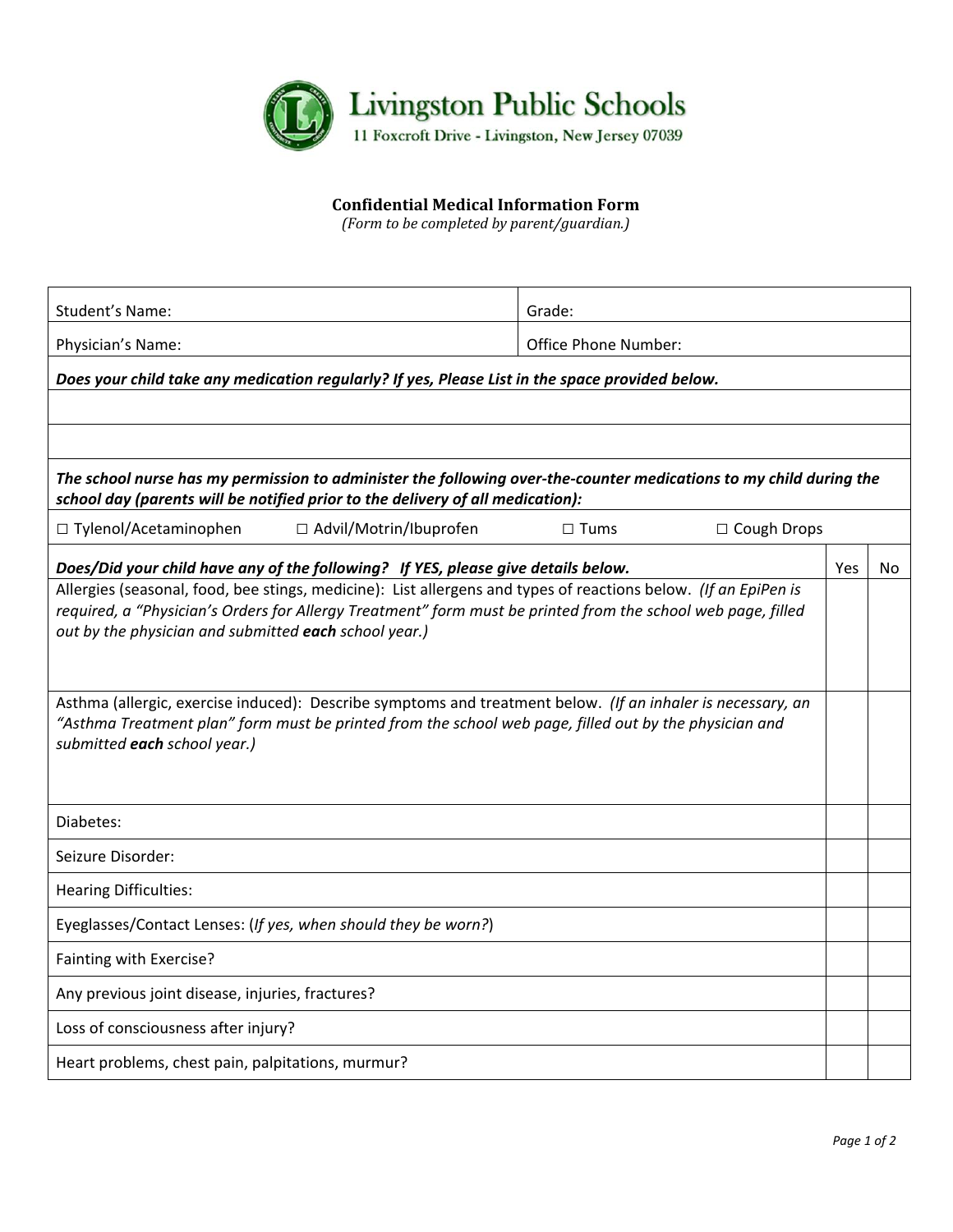# Livingston Public Schools

11 Foxcroft Drive - Livingston, New Jersey 07039

## Confidential Medical Information Form

*(Form to be completed by parent/guardian.)*

| Student's Name: | Grade: |
|---|---|
| Physician's Name: | Office Phone Number: |

***Does your child take any medication regularly? If yes, Please List in the space provided below.***

| |
|---|
| |
| |

***The school nurse has my permission to administer the following over-the-counter medications to my child during the school day (parents will be notified prior to the delivery of all medication):***

□ Tylenol/Acetaminophen  □ Advil/Motrin/Ibuprofen  □ Tums  □ Cough Drops

| ***Does/Did your child have any of the following? If YES, please give details below.*** | Yes | No |
|---|---|---|
| Allergies (seasonal, food, bee stings, medicine): List allergens and types of reactions below. *(If an EpiPen is required, a "Physician's Orders for Allergy Treatment" form must be printed from the school web page, filled out by the physician and submitted **each** school year.)* | | |
| Asthma (allergic, exercise induced): Describe symptoms and treatment below. *(If an inhaler is necessary, an "Asthma Treatment plan" form must be printed from the school web page, filled out by the physician and submitted **each** school year.)* | | |
| Diabetes: | | |
| Seizure Disorder: | | |
| Hearing Difficulties: | | |
| Eyeglasses/Contact Lenses: (*If yes, when should they be worn?*) | | |
| Fainting with Exercise? | | |
| Any previous joint disease, injuries, fractures? | | |
| Loss of consciousness after injury? | | |
| Heart problems, chest pain, palpitations, murmur? | | |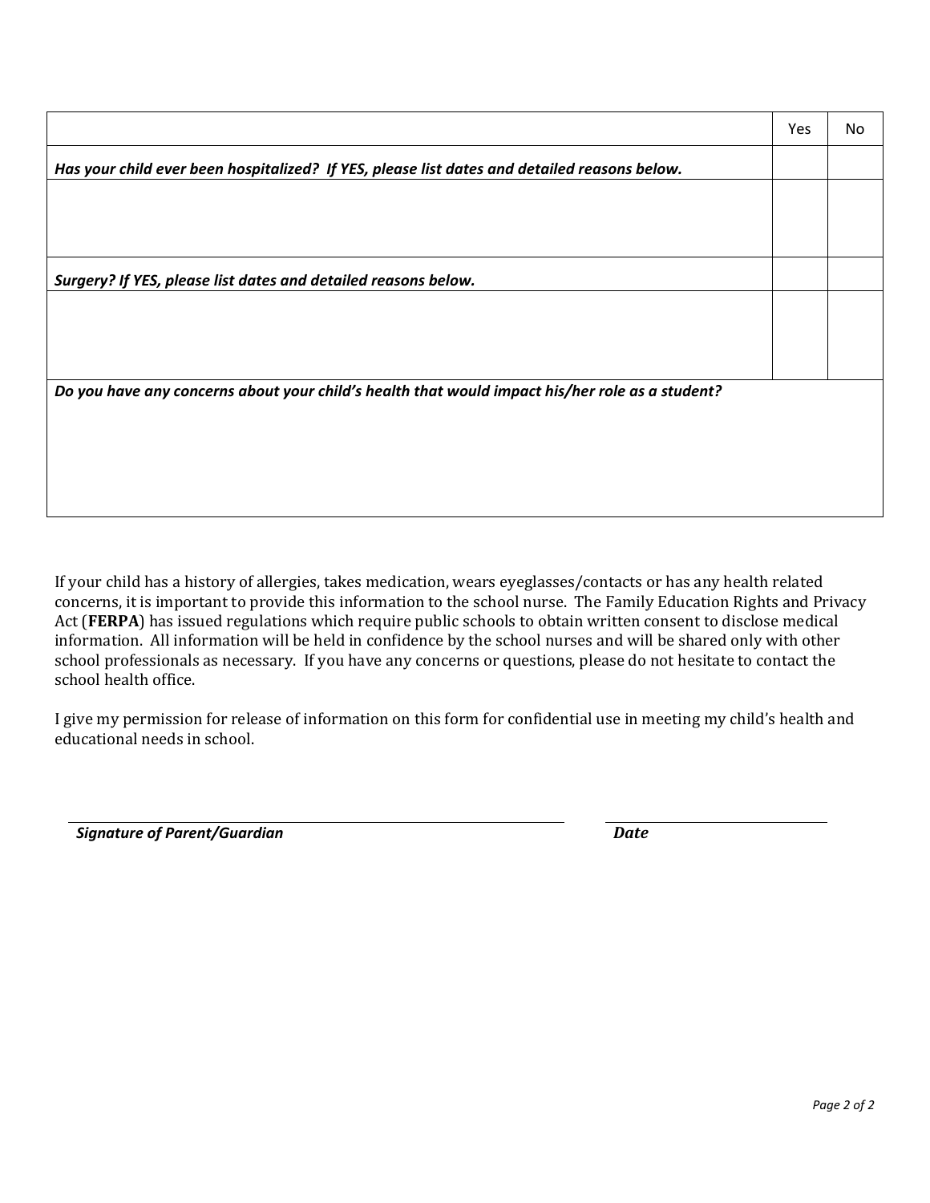| | Yes | No |
|---|---|---|
| ***Has your child ever been hospitalized?  If YES, please list dates and detailed reasons below.*** | | |
| | | |
| ***Surgery? If YES, please list dates and detailed reasons below.*** | | |
| | | |
| ***Do you have any concerns about your child's health that would impact his/her role as a student?*** | | |

If your child has a history of allergies, takes medication, wears eyeglasses/contacts or has any health related concerns, it is important to provide this information to the school nurse. The Family Education Rights and Privacy Act (**FERPA**) has issued regulations which require public schools to obtain written consent to disclose medical information. All information will be held in confidence by the school nurses and will be shared only with other school professionals as necessary. If you have any concerns or questions, please do not hesitate to contact the school health office.

I give my permission for release of information on this form for confidential use in meeting my child's health and educational needs in school.

___________________________________________ ___________________

***Signature of Parent/Guardian*** ***Date***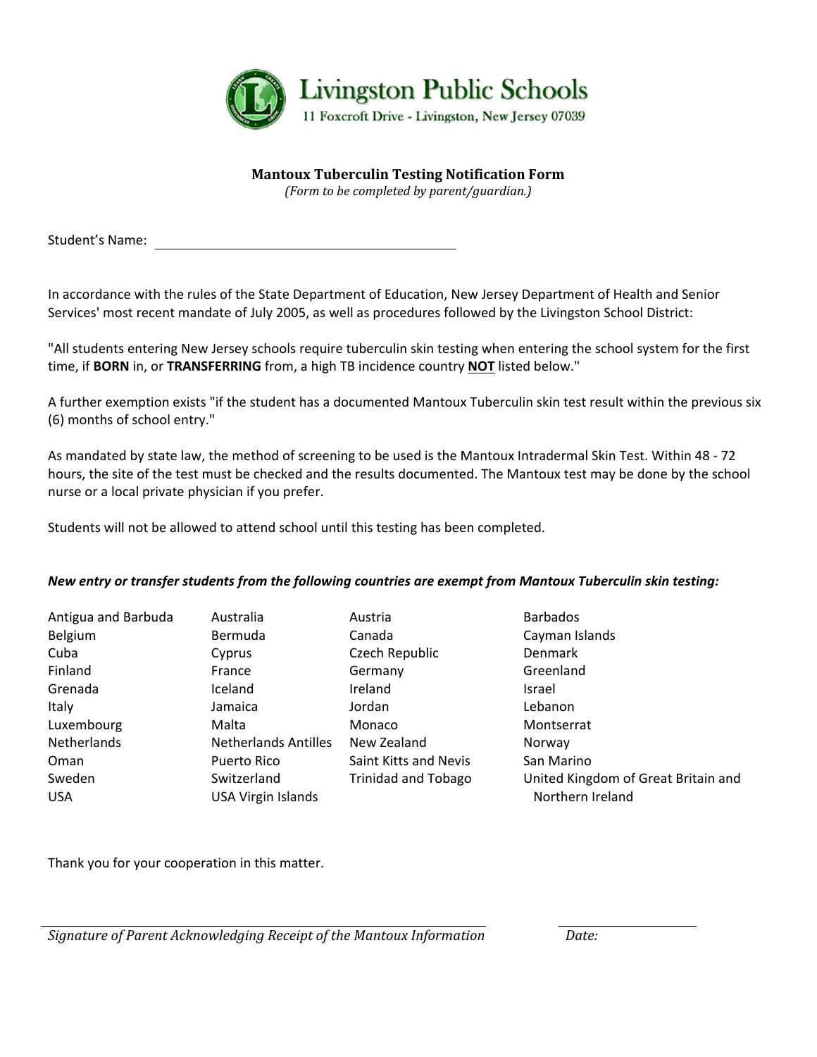# Livingston Public Schools

11 Foxcroft Drive - Livingston, New Jersey 07039

## Mantoux Tuberculin Testing Notification Form

*(Form to be completed by parent/guardian.)*

Student's Name: ______________________________________

In accordance with the rules of the State Department of Education, New Jersey Department of Health and Senior Services' most recent mandate of July 2005, as well as procedures followed by the Livingston School District:

"All students entering New Jersey schools require tuberculin skin testing when entering the school system for the first time, if **BORN** in, or **TRANSFERRING** from, a high TB incidence country **NOT** listed below."

A further exemption exists "if the student has a documented Mantoux Tuberculin skin test result within the previous six (6) months of school entry."

As mandated by state law, the method of screening to be used is the Mantoux Intradermal Skin Test. Within 48 - 72 hours, the site of the test must be checked and the results documented. The Mantoux test may be done by the school nurse or a local private physician if you prefer.

Students will not be allowed to attend school until this testing has been completed.

***New entry or transfer students from the following countries are exempt from Mantoux Tuberculin skin testing:***

| | | | |
|---|---|---|---|
| Antigua and Barbuda | Australia | Austria | Barbados |
| Belgium | Bermuda | Canada | Cayman Islands |
| Cuba | Cyprus | Czech Republic | Denmark |
| Finland | France | Germany | Greenland |
| Grenada | Iceland | Ireland | Israel |
| Italy | Jamaica | Jordan | Lebanon |
| Luxembourg | Malta | Monaco | Montserrat |
| Netherlands | Netherlands Antilles | New Zealand | Norway |
| Oman | Puerto Rico | Saint Kitts and Nevis | San Marino |
| Sweden | Switzerland | Trinidad and Tobago | United Kingdom of Great Britain and Northern Ireland |
| USA | USA Virgin Islands | | |

Thank you for your cooperation in this matter.

______________________________________ ____________

*Signature of Parent Acknowledging Receipt of the Mantoux Information* *Date:*